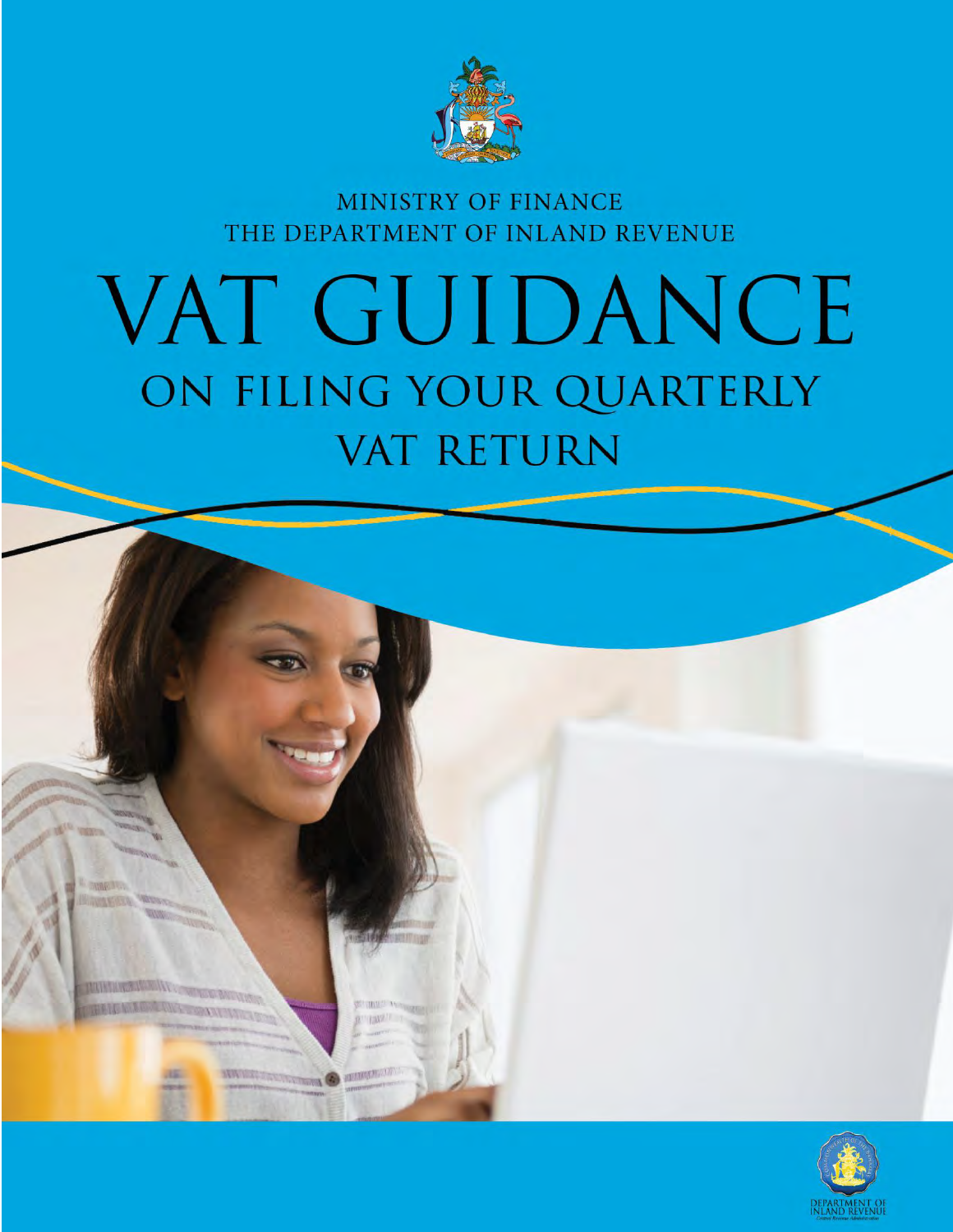MINISTRY OF FINANCE

THE DEPARTMENT OF INLAND REVENUE

# VAT GUIDANCE

## ON FILING YOUR QUARTERLY VAT RETURN

DEPARTMENT OF INLAND REVENUE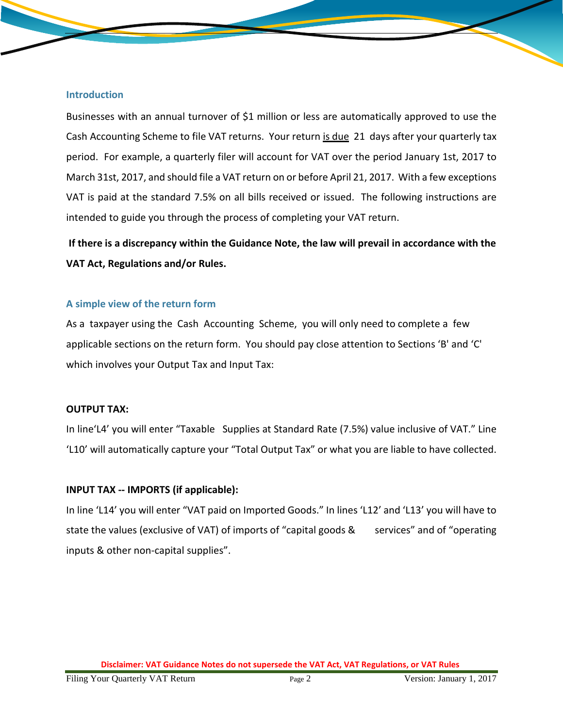## Introduction

Businesses with an annual turnover of $1 million or less are automatically approved to use the Cash Accounting Scheme to file VAT returns. Your return is due 21 days after your quarterly tax period. For example, a quarterly filer will account for VAT over the period January 1st, 2017 to March 31st, 2017, and should file a VAT return on or before April 21, 2017. With a few exceptions VAT is paid at the standard 7.5% on all bills received or issued. The following instructions are intended to guide you through the process of completing your VAT return.

**If there is a discrepancy within the Guidance Note, the law will prevail in accordance with the VAT Act, Regulations and/or Rules.**

## A simple view of the return form

As a taxpayer using the Cash Accounting Scheme, you will only need to complete a few applicable sections on the return form. You should pay close attention to Sections 'B' and 'C' which involves your Output Tax and Input Tax:

**OUTPUT TAX:**

In line'L4' you will enter "Taxable Supplies at Standard Rate (7.5%) value inclusive of VAT." Line 'L10' will automatically capture your "Total Output Tax" or what you are liable to have collected.

**INPUT TAX -- IMPORTS (if applicable):**

In line 'L14' you will enter "VAT paid on Imported Goods." In lines 'L12' and 'L13' you will have to state the values (exclusive of VAT) of imports of "capital goods & services" and of "operating inputs & other non-capital supplies".

**Disclaimer: VAT Guidance Notes do not supersede the VAT Act, VAT Regulations, or VAT Rules**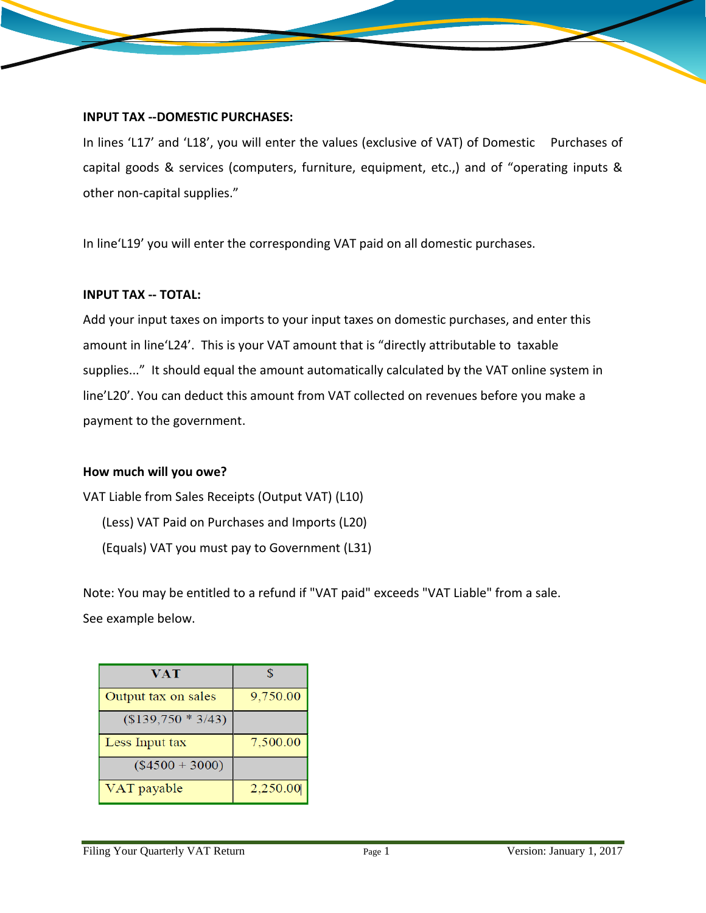**INPUT TAX --DOMESTIC PURCHASES:**

In lines ‘L17’ and ‘L18’, you will enter the values (exclusive of VAT) of Domestic Purchases of capital goods & services (computers, furniture, equipment, etc.,) and of “operating inputs & other non-capital supplies.”

In line‘L19’ you will enter the corresponding VAT paid on all domestic purchases.

**INPUT TAX -- TOTAL:**

Add your input taxes on imports to your input taxes on domestic purchases, and enter this amount in line‘L24’. This is your VAT amount that is “directly attributable to taxable supplies...” It should equal the amount automatically calculated by the VAT online system in line’L20’. You can deduct this amount from VAT collected on revenues before you make a payment to the government.

**How much will you owe?**

VAT Liable from Sales Receipts (Output VAT) (L10)

(Less) VAT Paid on Purchases and Imports (L20)

(Equals) VAT you must pay to Government (L31)

Note: You may be entitled to a refund if "VAT paid" exceeds "VAT Liable" from a sale.

See example below.

| VAT | $ |
|---|---|
| Output tax on sales | 9,750.00 |
| ($139,750 * 3/43) | |
| Less Input tax | 7,500.00 |
| ($4500 + 3000) | |
| VAT payable | 2,250.00 |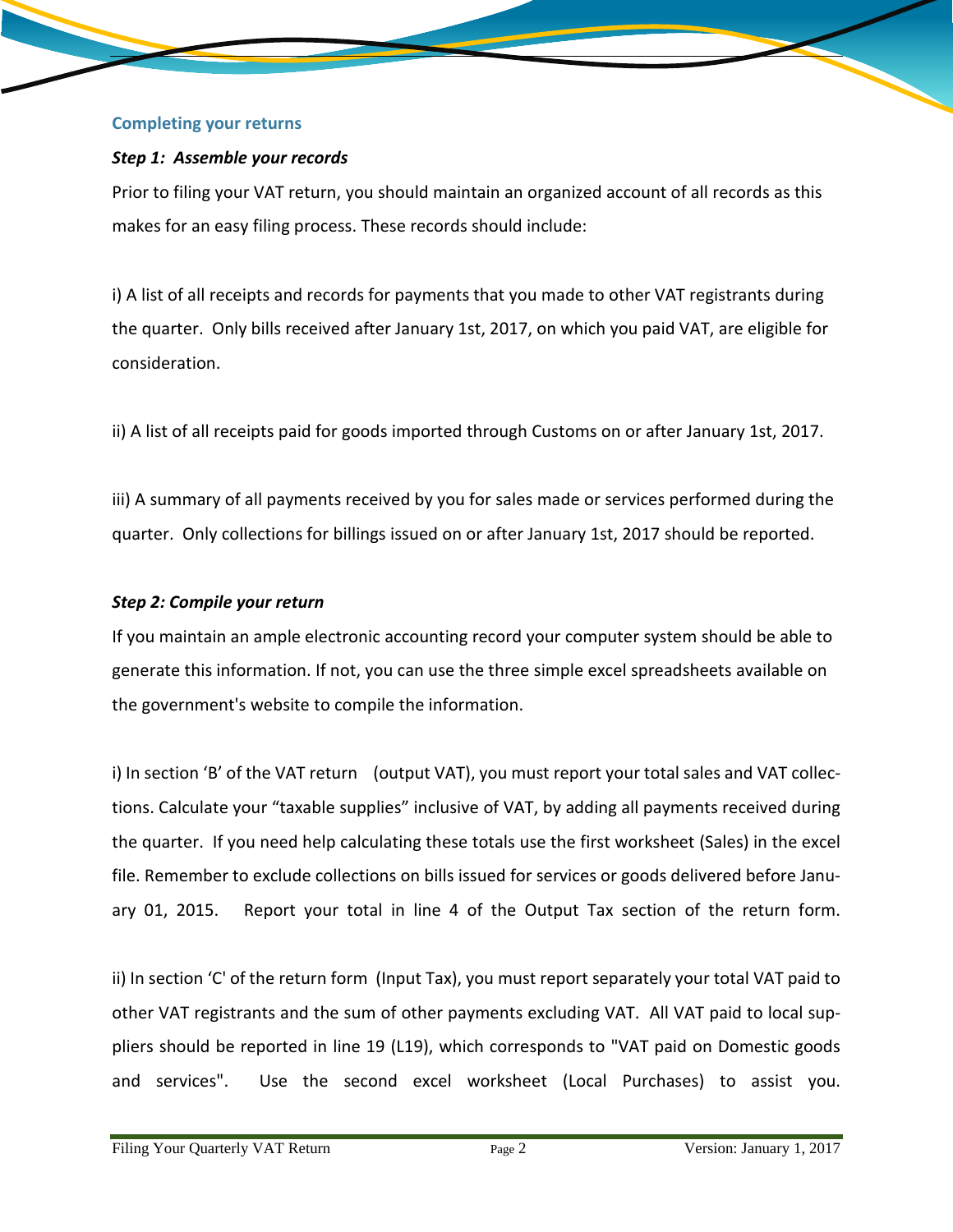## Completing your returns

***Step 1: Assemble your records***

Prior to filing your VAT return, you should maintain an organized account of all records as this makes for an easy filing process. These records should include:

i) A list of all receipts and records for payments that you made to other VAT registrants during the quarter. Only bills received after January 1st, 2017, on which you paid VAT, are eligible for consideration.

ii) A list of all receipts paid for goods imported through Customs on or after January 1st, 2017.

iii) A summary of all payments received by you for sales made or services performed during the quarter. Only collections for billings issued on or after January 1st, 2017 should be reported.

***Step 2: Compile your return***

If you maintain an ample electronic accounting record your computer system should be able to generate this information. If not, you can use the three simple excel spreadsheets available on the government's website to compile the information.

i) In section 'B' of the VAT return (output VAT), you must report your total sales and VAT collections. Calculate your "taxable supplies" inclusive of VAT, by adding all payments received during the quarter. If you need help calculating these totals use the first worksheet (Sales) in the excel file. Remember to exclude collections on bills issued for services or goods delivered before January 01, 2015. Report your total in line 4 of the Output Tax section of the return form.

ii) In section 'C' of the return form (Input Tax), you must report separately your total VAT paid to other VAT registrants and the sum of other payments excluding VAT. All VAT paid to local suppliers should be reported in line 19 (L19), which corresponds to "VAT paid on Domestic goods and services". Use the second excel worksheet (Local Purchases) to assist you.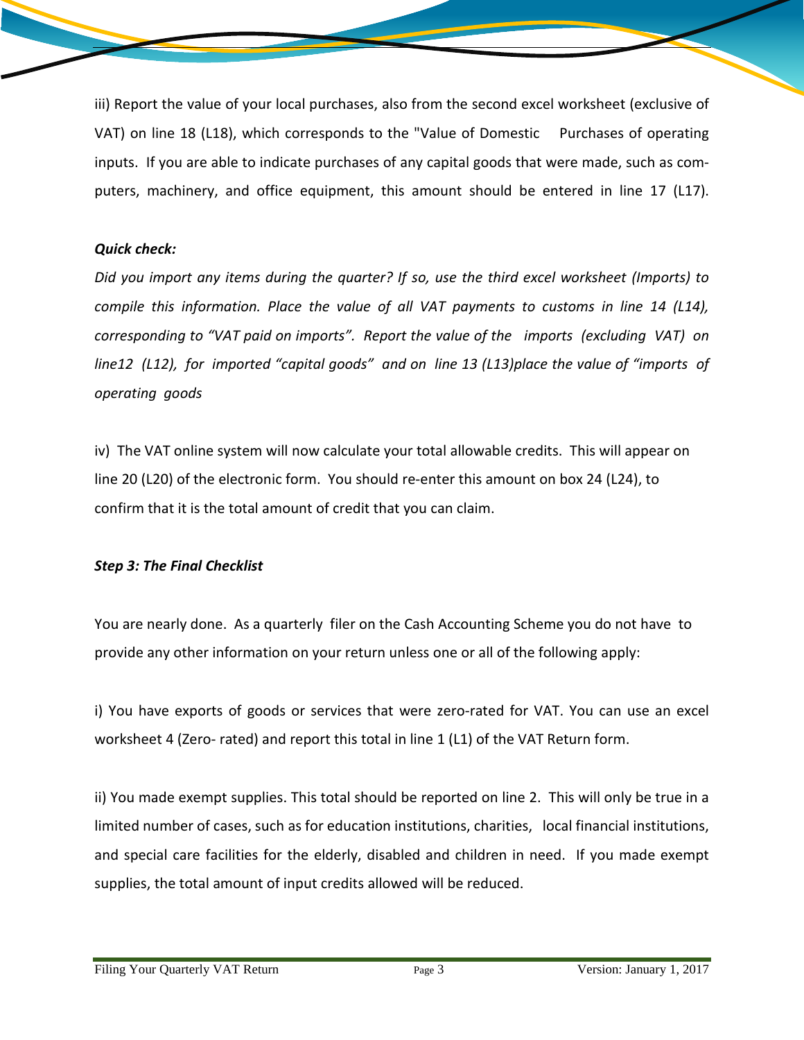iii) Report the value of your local purchases, also from the second excel worksheet (exclusive of VAT) on line 18 (L18), which corresponds to the "Value of Domestic Purchases of operating inputs. If you are able to indicate purchases of any capital goods that were made, such as computers, machinery, and office equipment, this amount should be entered in line 17 (L17).

***Quick check:***

*Did you import any items during the quarter? If so, use the third excel worksheet (Imports) to compile this information. Place the value of all VAT payments to customs in line 14 (L14), corresponding to "VAT paid on imports". Report the value of the imports (excluding VAT) on line12 (L12), for imported "capital goods" and on line 13 (L13)place the value of "imports of operating goods*

iv) The VAT online system will now calculate your total allowable credits. This will appear on line 20 (L20) of the electronic form. You should re-enter this amount on box 24 (L24), to confirm that it is the total amount of credit that you can claim.

***Step 3: The Final Checklist***

You are nearly done. As a quarterly filer on the Cash Accounting Scheme you do not have to provide any other information on your return unless one or all of the following apply:

i) You have exports of goods or services that were zero-rated for VAT. You can use an excel worksheet 4 (Zero- rated) and report this total in line 1 (L1) of the VAT Return form.

ii) You made exempt supplies. This total should be reported on line 2. This will only be true in a limited number of cases, such as for education institutions, charities, local financial institutions, and special care facilities for the elderly, disabled and children in need. If you made exempt supplies, the total amount of input credits allowed will be reduced.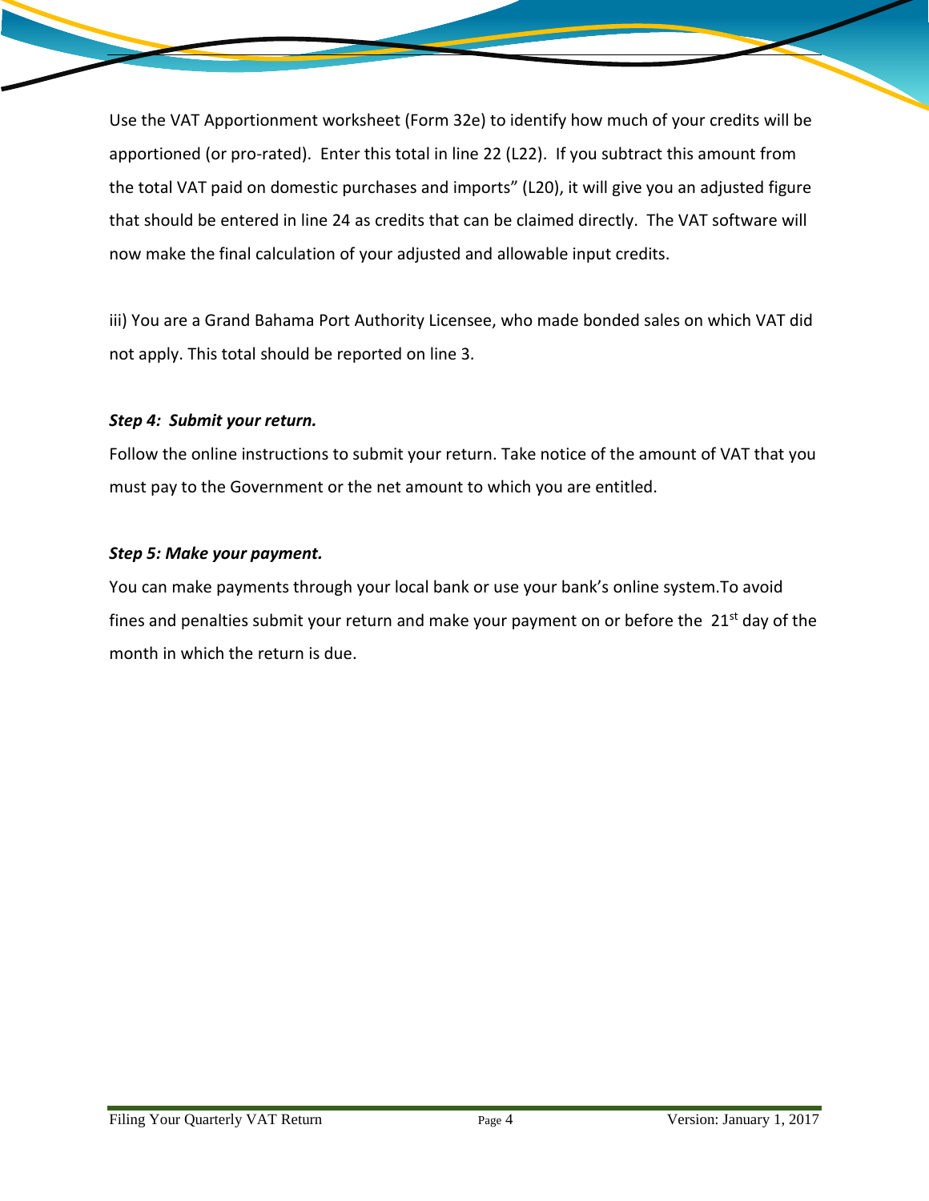Use the VAT Apportionment worksheet (Form 32e) to identify how much of your credits will be apportioned (or pro-rated). Enter this total in line 22 (L22). If you subtract this amount from the total VAT paid on domestic purchases and imports" (L20), it will give you an adjusted figure that should be entered in line 24 as credits that can be claimed directly. The VAT software will now make the final calculation of your adjusted and allowable input credits.

iii) You are a Grand Bahama Port Authority Licensee, who made bonded sales on which VAT did not apply. This total should be reported on line 3.

***Step 4: Submit your return.***

Follow the online instructions to submit your return. Take notice of the amount of VAT that you must pay to the Government or the net amount to which you are entitled.

***Step 5: Make your payment.***

You can make payments through your local bank or use your bank's online system.To avoid fines and penalties submit your return and make your payment on or before the 21st day of the month in which the return is due.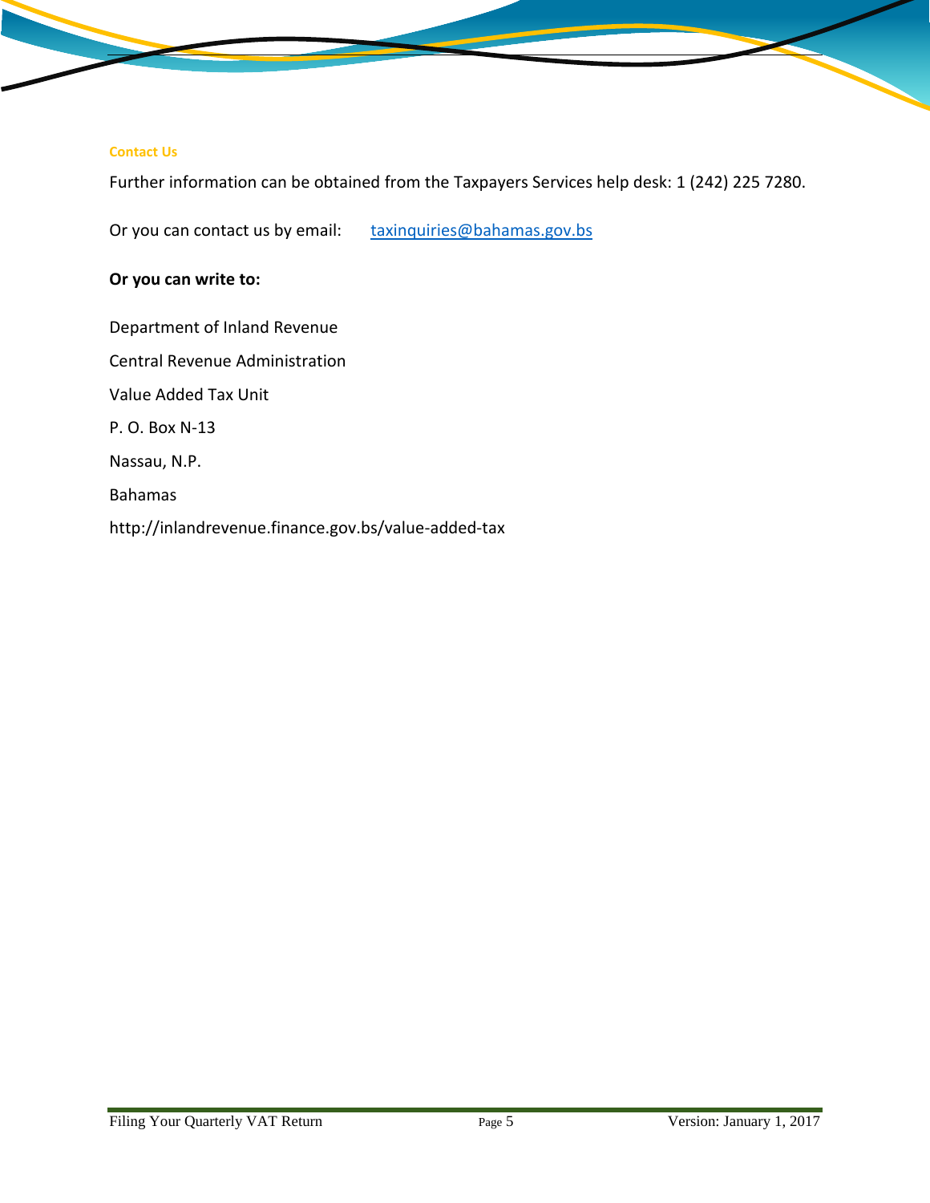## Contact Us

Further information can be obtained from the Taxpayers Services help desk: 1 (242) 225 7280.

Or you can contact us by email: taxinquiries@bahamas.gov.bs

**Or you can write to:**

Department of Inland Revenue

Central Revenue Administration

Value Added Tax Unit

P. O. Box N-13

Nassau, N.P.

Bahamas

http://inlandrevenue.finance.gov.bs/value-added-tax